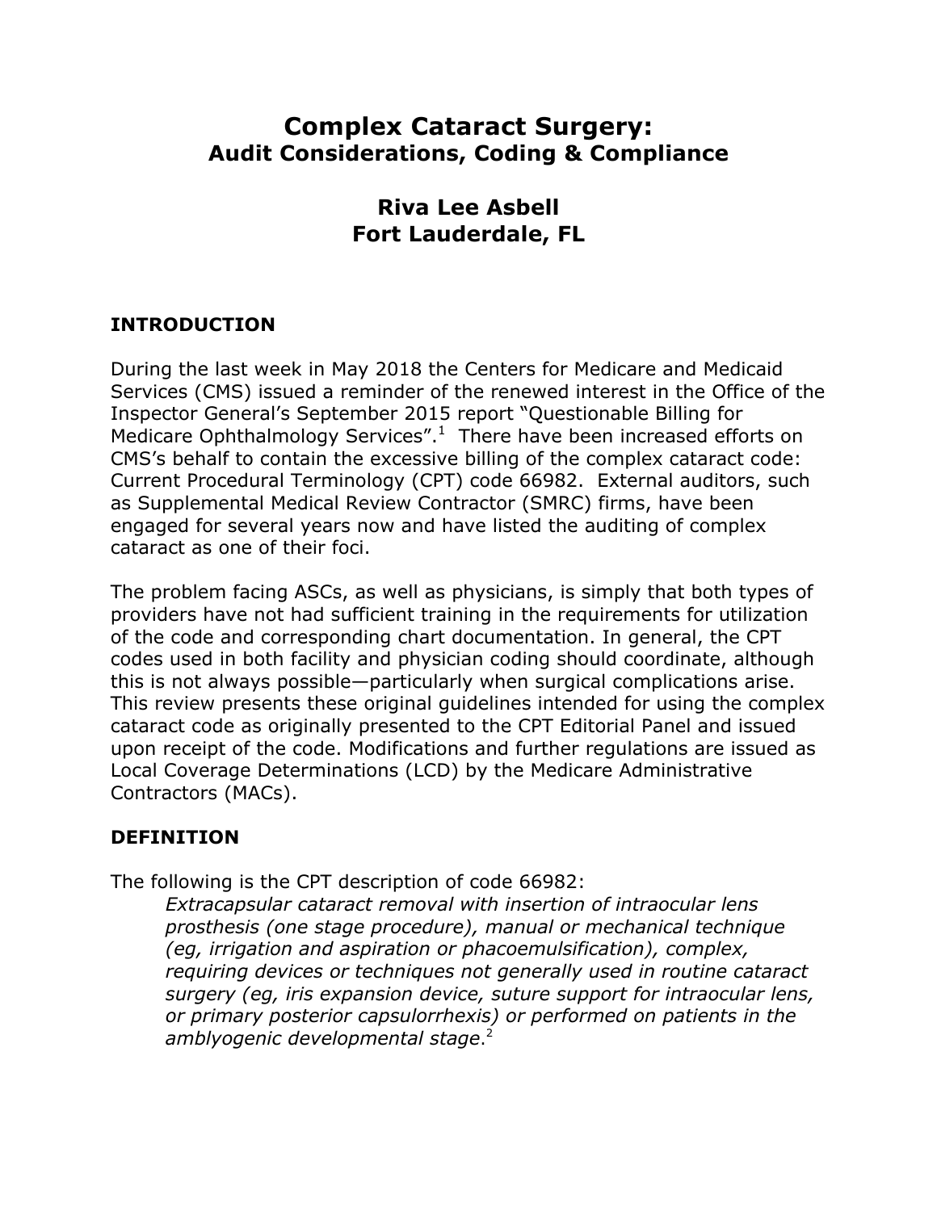# Complex Cataract Surgery:
## Audit Considerations, Coding & Compliance

**Riva Lee Asbell**
**Fort Lauderdale, FL**

## INTRODUCTION

During the last week in May 2018 the Centers for Medicare and Medicaid Services (CMS) issued a reminder of the renewed interest in the Office of the Inspector General's September 2015 report "Questionable Billing for Medicare Ophthalmology Services".[1] There have been increased efforts on CMS's behalf to contain the excessive billing of the complex cataract code: Current Procedural Terminology (CPT) code 66982. External auditors, such as Supplemental Medical Review Contractor (SMRC) firms, have been engaged for several years now and have listed the auditing of complex cataract as one of their foci.

The problem facing ASCs, as well as physicians, is simply that both types of providers have not had sufficient training in the requirements for utilization of the code and corresponding chart documentation. In general, the CPT codes used in both facility and physician coding should coordinate, although this is not always possible—particularly when surgical complications arise. This review presents these original guidelines intended for using the complex cataract code as originally presented to the CPT Editorial Panel and issued upon receipt of the code. Modifications and further regulations are issued as Local Coverage Determinations (LCD) by the Medicare Administrative Contractors (MACs).

## DEFINITION

The following is the CPT description of code 66982:

> *Extracapsular cataract removal with insertion of intraocular lens prosthesis (one stage procedure), manual or mechanical technique (eg, irrigation and aspiration or phacoemulsification), complex, requiring devices or techniques not generally used in routine cataract surgery (eg, iris expansion device, suture support for intraocular lens, or primary posterior capsulorrhexis) or performed on patients in the amblyogenic developmental stage*.[2]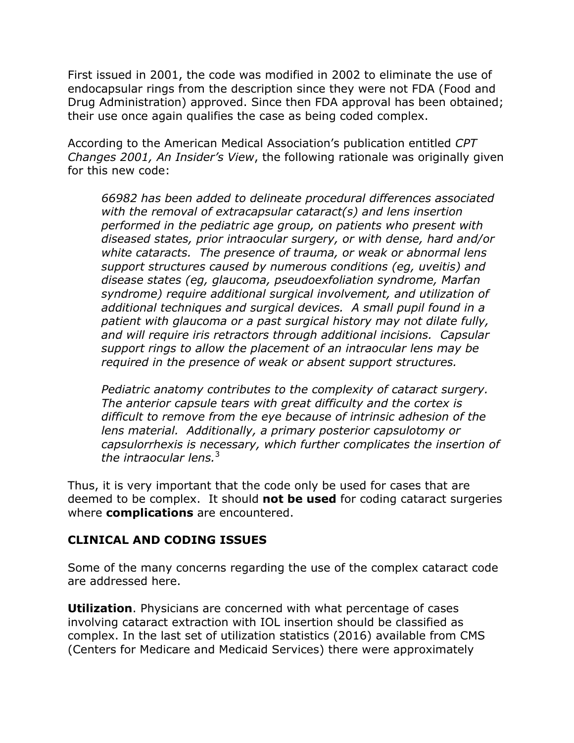First issued in 2001, the code was modified in 2002 to eliminate the use of endocapsular rings from the description since they were not FDA (Food and Drug Administration) approved. Since then FDA approval has been obtained; their use once again qualifies the case as being coded complex.

According to the American Medical Association's publication entitled *CPT Changes 2001, An Insider's View*, the following rationale was originally given for this new code:

> *66982 has been added to delineate procedural differences associated with the removal of extracapsular cataract(s) and lens insertion performed in the pediatric age group, on patients who present with diseased states, prior intraocular surgery, or with dense, hard and/or white cataracts. The presence of trauma, or weak or abnormal lens support structures caused by numerous conditions (eg, uveitis) and disease states (eg, glaucoma, pseudoexfoliation syndrome, Marfan syndrome) require additional surgical involvement, and utilization of additional techniques and surgical devices. A small pupil found in a patient with glaucoma or a past surgical history may not dilate fully, and will require iris retractors through additional incisions. Capsular support rings to allow the placement of an intraocular lens may be required in the presence of weak or absent support structures.*
>
> *Pediatric anatomy contributes to the complexity of cataract surgery. The anterior capsule tears with great difficulty and the cortex is difficult to remove from the eye because of intrinsic adhesion of the lens material. Additionally, a primary posterior capsulotomy or capsulorrhexis is necessary, which further complicates the insertion of the intraocular lens.*[3]

Thus, it is very important that the code only be used for cases that are deemed to be complex. It should **not be used** for coding cataract surgeries where **complications** are encountered.

## CLINICAL AND CODING ISSUES

Some of the many concerns regarding the use of the complex cataract code are addressed here.

**Utilization**. Physicians are concerned with what percentage of cases involving cataract extraction with IOL insertion should be classified as complex. In the last set of utilization statistics (2016) available from CMS (Centers for Medicare and Medicaid Services) there were approximately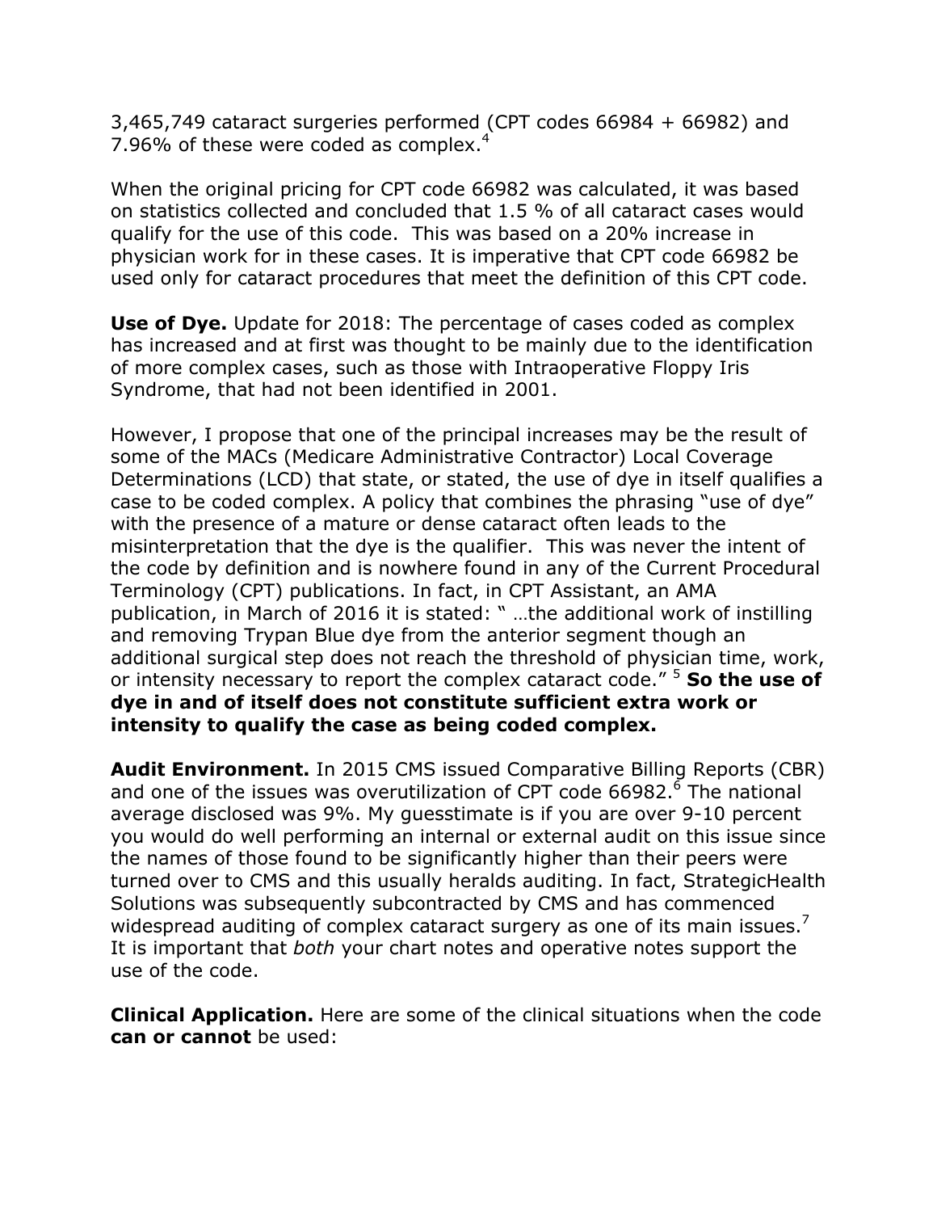3,465,749 cataract surgeries performed (CPT codes 66984 + 66982) and 7.96% of these were coded as complex.[4]

When the original pricing for CPT code 66982 was calculated, it was based on statistics collected and concluded that 1.5 % of all cataract cases would qualify for the use of this code. This was based on a 20% increase in physician work for in these cases. It is imperative that CPT code 66982 be used only for cataract procedures that meet the definition of this CPT code.

**Use of Dye.** Update for 2018: The percentage of cases coded as complex has increased and at first was thought to be mainly due to the identification of more complex cases, such as those with Intraoperative Floppy Iris Syndrome, that had not been identified in 2001.

However, I propose that one of the principal increases may be the result of some of the MACs (Medicare Administrative Contractor) Local Coverage Determinations (LCD) that state, or stated, the use of dye in itself qualifies a case to be coded complex. A policy that combines the phrasing "use of dye" with the presence of a mature or dense cataract often leads to the misinterpretation that the dye is the qualifier. This was never the intent of the code by definition and is nowhere found in any of the Current Procedural Terminology (CPT) publications. In fact, in CPT Assistant, an AMA publication, in March of 2016 it is stated: " …the additional work of instilling and removing Trypan Blue dye from the anterior segment though an additional surgical step does not reach the threshold of physician time, work, or intensity necessary to report the complex cataract code." [5] **So the use of dye in and of itself does not constitute sufficient extra work or intensity to qualify the case as being coded complex.**

**Audit Environment.** In 2015 CMS issued Comparative Billing Reports (CBR) and one of the issues was overutilization of CPT code 66982.[6] The national average disclosed was 9%. My guesstimate is if you are over 9-10 percent you would do well performing an internal or external audit on this issue since the names of those found to be significantly higher than their peers were turned over to CMS and this usually heralds auditing. In fact, StrategicHealth Solutions was subsequently subcontracted by CMS and has commenced widespread auditing of complex cataract surgery as one of its main issues.[7] It is important that *both* your chart notes and operative notes support the use of the code.

**Clinical Application.** Here are some of the clinical situations when the code **can or cannot** be used: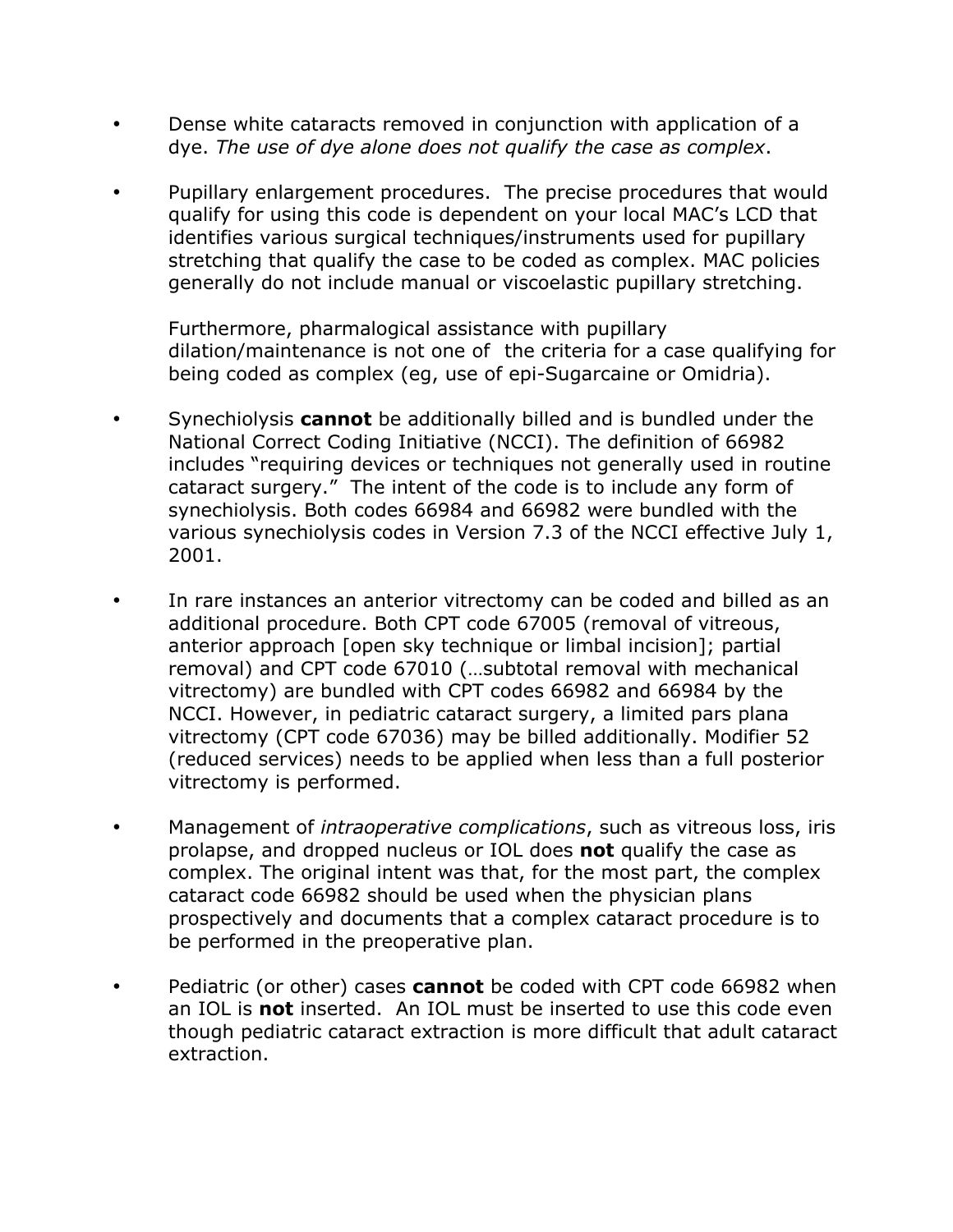- Dense white cataracts removed in conjunction with application of a dye. *The use of dye alone does not qualify the case as complex*.

- Pupillary enlargement procedures. The precise procedures that would qualify for using this code is dependent on your local MAC's LCD that identifies various surgical techniques/instruments used for pupillary stretching that qualify the case to be coded as complex. MAC policies generally do not include manual or viscoelastic pupillary stretching.

  Furthermore, pharmalogical assistance with pupillary dilation/maintenance is not one of the criteria for a case qualifying for being coded as complex (eg, use of epi-Sugarcaine or Omidria).

- Synechiolysis **cannot** be additionally billed and is bundled under the National Correct Coding Initiative (NCCI). The definition of 66982 includes "requiring devices or techniques not generally used in routine cataract surgery." The intent of the code is to include any form of synechiolysis. Both codes 66984 and 66982 were bundled with the various synechiolysis codes in Version 7.3 of the NCCI effective July 1, 2001.

- In rare instances an anterior vitrectomy can be coded and billed as an additional procedure. Both CPT code 67005 (removal of vitreous, anterior approach [open sky technique or limbal incision]; partial removal) and CPT code 67010 (…subtotal removal with mechanical vitrectomy) are bundled with CPT codes 66982 and 66984 by the NCCI. However, in pediatric cataract surgery, a limited pars plana vitrectomy (CPT code 67036) may be billed additionally. Modifier 52 (reduced services) needs to be applied when less than a full posterior vitrectomy is performed.

- Management of *intraoperative complications*, such as vitreous loss, iris prolapse, and dropped nucleus or IOL does **not** qualify the case as complex. The original intent was that, for the most part, the complex cataract code 66982 should be used when the physician plans prospectively and documents that a complex cataract procedure is to be performed in the preoperative plan.

- Pediatric (or other) cases **cannot** be coded with CPT code 66982 when an IOL is **not** inserted. An IOL must be inserted to use this code even though pediatric cataract extraction is more difficult that adult cataract extraction.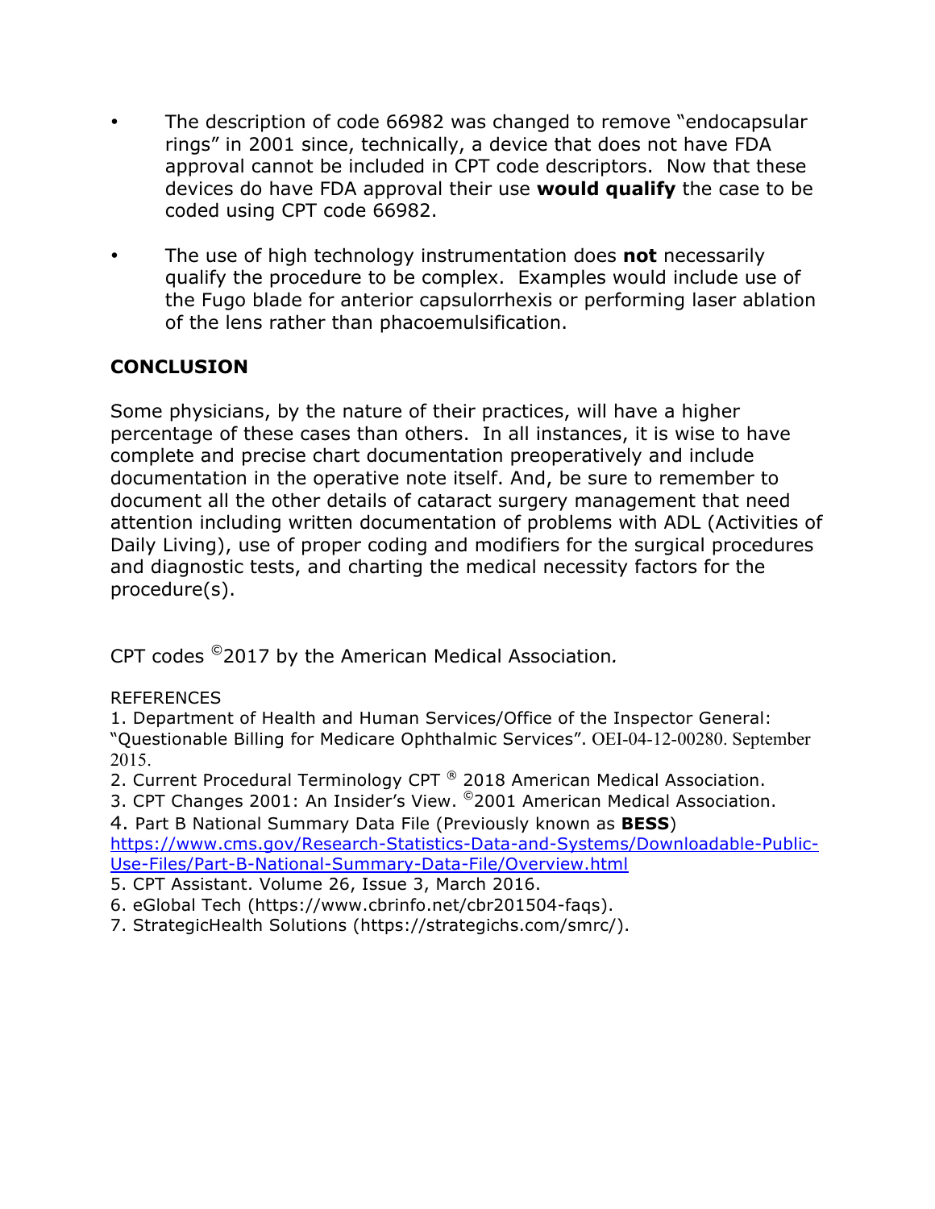- The description of code 66982 was changed to remove "endocapsular rings" in 2001 since, technically, a device that does not have FDA approval cannot be included in CPT code descriptors. Now that these devices do have FDA approval their use **would qualify** the case to be coded using CPT code 66982.

- The use of high technology instrumentation does **not** necessarily qualify the procedure to be complex. Examples would include use of the Fugo blade for anterior capsulorrhexis or performing laser ablation of the lens rather than phacoemulsification.

## CONCLUSION

Some physicians, by the nature of their practices, will have a higher percentage of these cases than others. In all instances, it is wise to have complete and precise chart documentation preoperatively and include documentation in the operative note itself. And, be sure to remember to document all the other details of cataract surgery management that need attention including written documentation of problems with ADL (Activities of Daily Living), use of proper coding and modifiers for the surgical procedures and diagnostic tests, and charting the medical necessity factors for the procedure(s).

CPT codes ©2017 by the American Medical Association.

REFERENCES

1. Department of Health and Human Services/Office of the Inspector General: "Questionable Billing for Medicare Ophthalmic Services". OEI-04-12-00280. September 2015.
2. Current Procedural Terminology CPT ® 2018 American Medical Association.
3. CPT Changes 2001: An Insider's View. ©2001 American Medical Association.
4. Part B National Summary Data File (Previously known as **BESS**) https://www.cms.gov/Research-Statistics-Data-and-Systems/Downloadable-Public-Use-Files/Part-B-National-Summary-Data-File/Overview.html
5. CPT Assistant. Volume 26, Issue 3, March 2016.
6. eGlobal Tech (https://www.cbrinfo.net/cbr201504-faqs).
7. StrategicHealth Solutions (https://strategichs.com/smrc/).